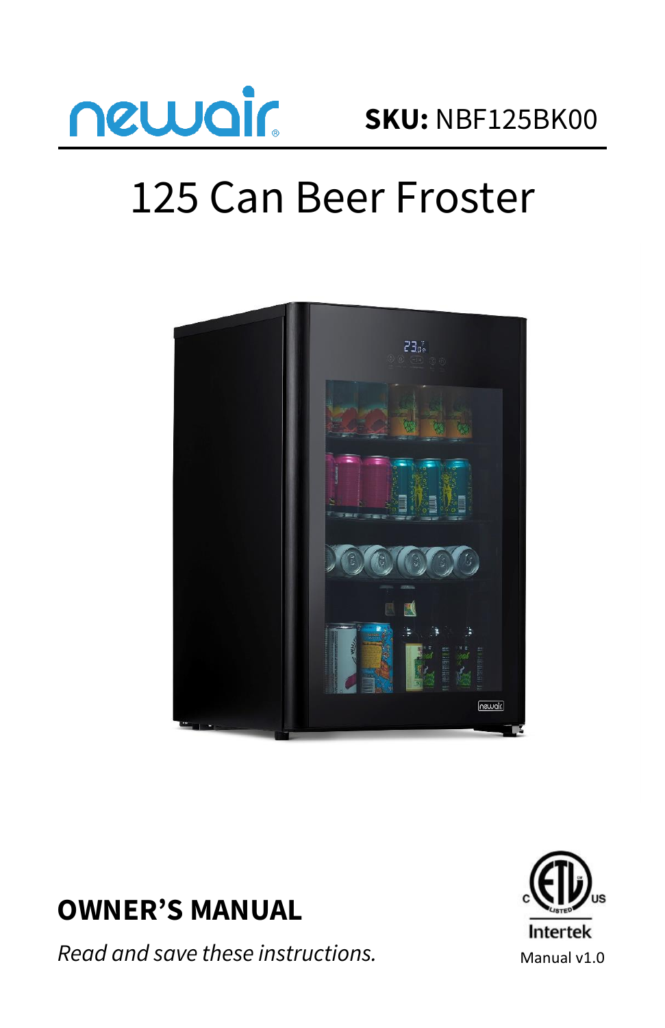newair

**SKU:** NBF125BK00

# 125 Can Beer Froster

## OWNER'S MANUAL

*Read and save these instructions.*

Intertek

Manual v1.0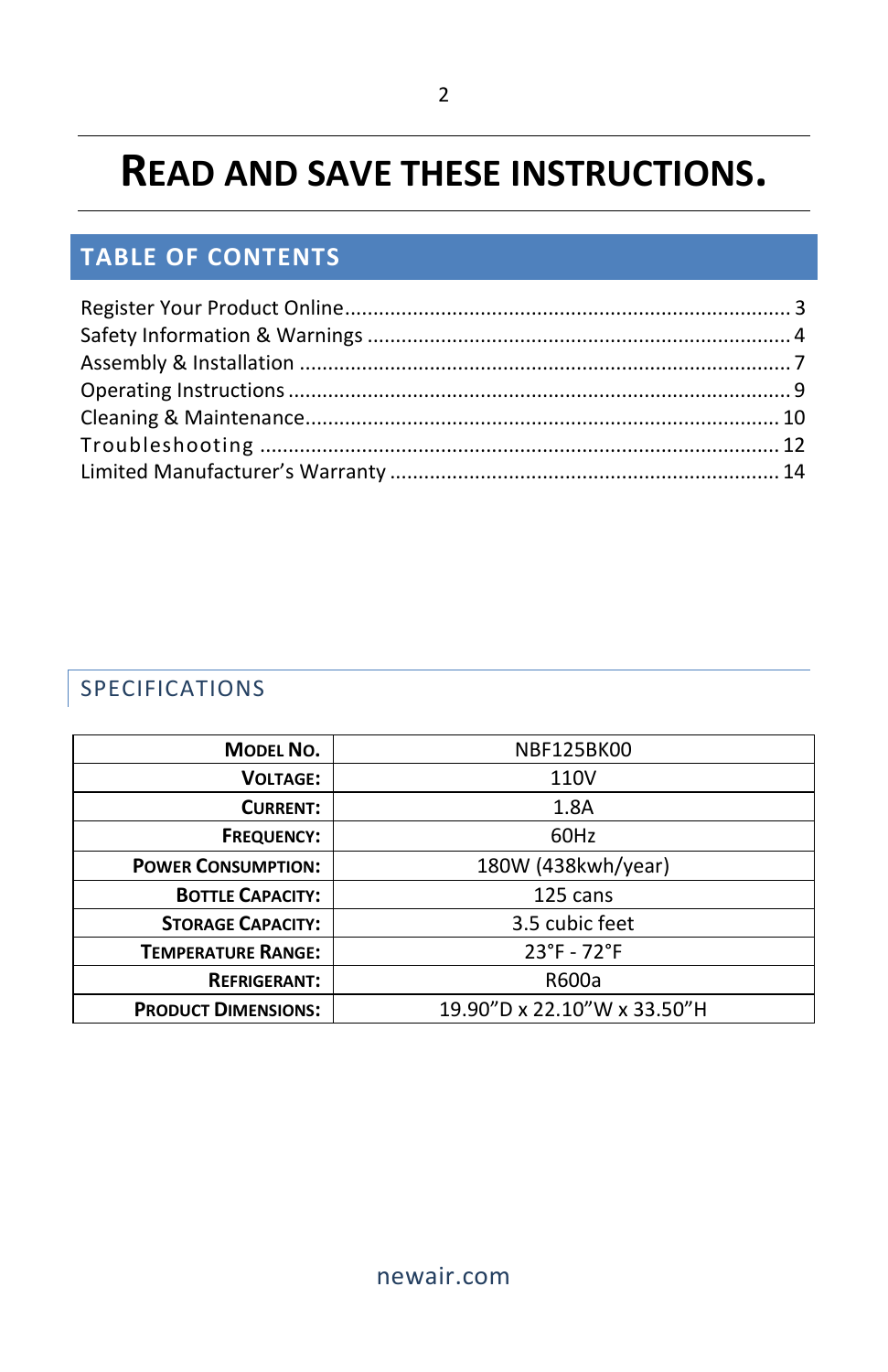# READ AND SAVE THESE INSTRUCTIONS.

## TABLE OF CONTENTS

Register Your Product Online .......... 3
Safety Information & Warnings .......... 4
Assembly & Installation .......... 7
Operating Instructions .......... 9
Cleaning & Maintenance .......... 10
Troubleshooting .......... 12
Limited Manufacturer's Warranty .......... 14

## SPECIFICATIONS

| | |
|---|---|
| **MODEL NO.** | NBF125BK00 |
| **VOLTAGE:** | 110V |
| **CURRENT:** | 1.8A |
| **FREQUENCY:** | 60Hz |
| **POWER CONSUMPTION:** | 180W (438kwh/year) |
| **BOTTLE CAPACITY:** | 125 cans |
| **STORAGE CAPACITY:** | 3.5 cubic feet |
| **TEMPERATURE RANGE:** | 23°F - 72°F |
| **REFRIGERANT:** | R600a |
| **PRODUCT DIMENSIONS:** | 19.90"D x 22.10"W x 33.50"H |

newair.com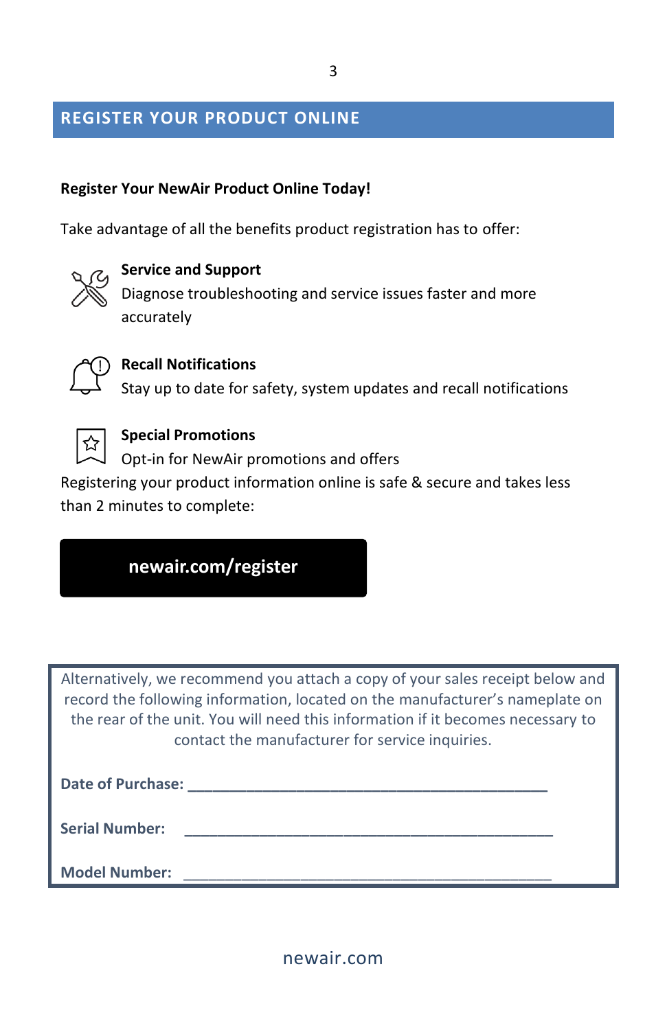## REGISTER YOUR PRODUCT ONLINE

**Register Your NewAir Product Online Today!**

Take advantage of all the benefits product registration has to offer:

**Service and Support**
Diagnose troubleshooting and service issues faster and more accurately

**Recall Notifications**
Stay up to date for safety, system updates and recall notifications

**Special Promotions**
Opt-in for NewAir promotions and offers

Registering your product information online is safe & secure and takes less than 2 minutes to complete:

**newair.com/register**

Alternatively, we recommend you attach a copy of your sales receipt below and record the following information, located on the manufacturer's nameplate on the rear of the unit. You will need this information if it becomes necessary to contact the manufacturer for service inquiries.

**Date of Purchase:** ____________________________________________

**Serial Number:** ____________________________________________

**Model Number:** ____________________________________________

newair.com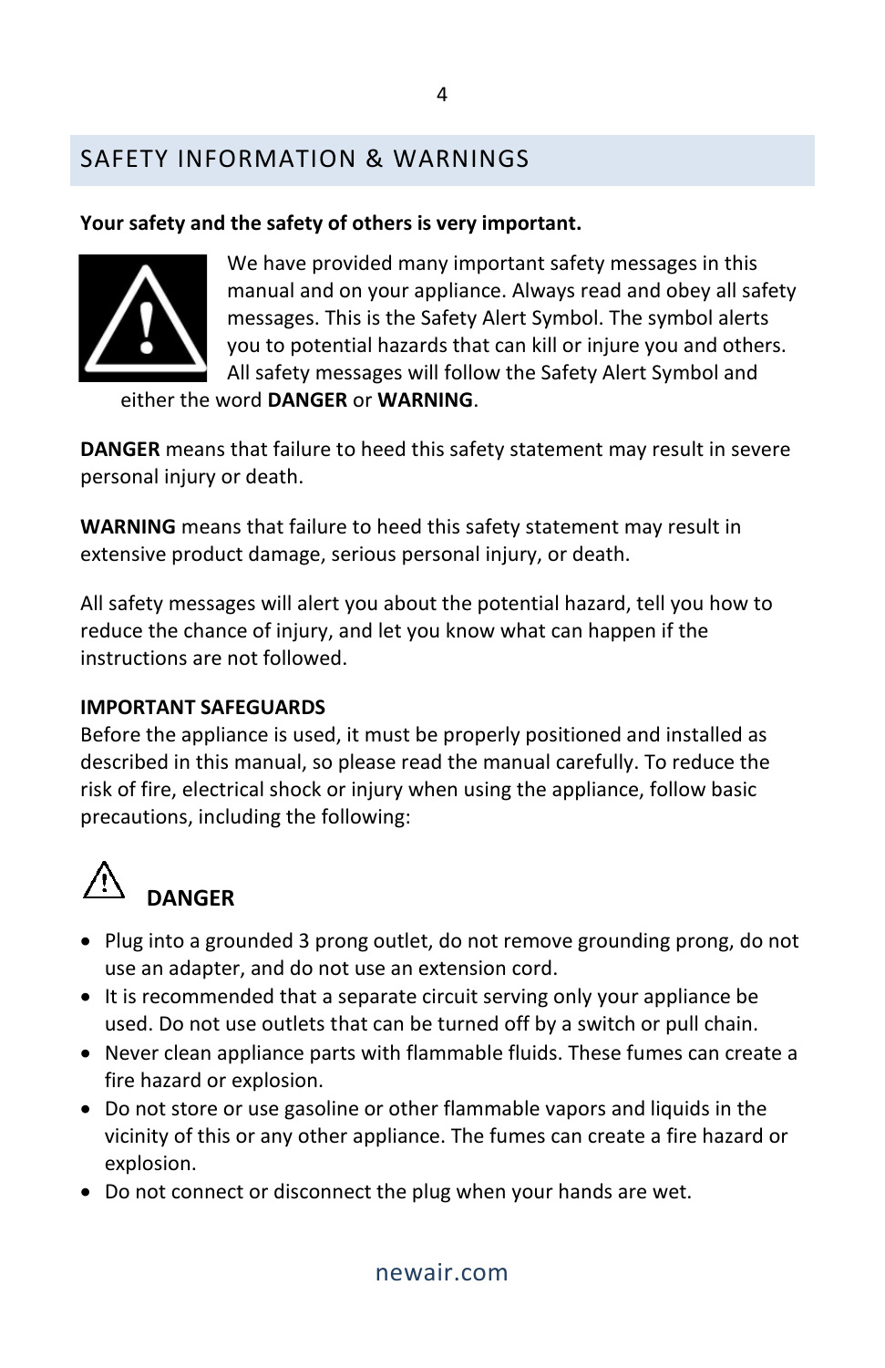## SAFETY INFORMATION & WARNINGS

**Your safety and the safety of others is very important.**

We have provided many important safety messages in this manual and on your appliance. Always read and obey all safety messages. This is the Safety Alert Symbol. The symbol alerts you to potential hazards that can kill or injure you and others. All safety messages will follow the Safety Alert Symbol and either the word **DANGER** or **WARNING**.

**DANGER** means that failure to heed this safety statement may result in severe personal injury or death.

**WARNING** means that failure to heed this safety statement may result in extensive product damage, serious personal injury, or death.

All safety messages will alert you about the potential hazard, tell you how to reduce the chance of injury, and let you know what can happen if the instructions are not followed.

**IMPORTANT SAFEGUARDS**
Before the appliance is used, it must be properly positioned and installed as described in this manual, so please read the manual carefully. To reduce the risk of fire, electrical shock or injury when using the appliance, follow basic precautions, including the following:

### ⚠ DANGER

- Plug into a grounded 3 prong outlet, do not remove grounding prong, do not use an adapter, and do not use an extension cord.
- It is recommended that a separate circuit serving only your appliance be used. Do not use outlets that can be turned off by a switch or pull chain.
- Never clean appliance parts with flammable fluids. These fumes can create a fire hazard or explosion.
- Do not store or use gasoline or other flammable vapors and liquids in the vicinity of this or any other appliance. The fumes can create a fire hazard or explosion.
- Do not connect or disconnect the plug when your hands are wet.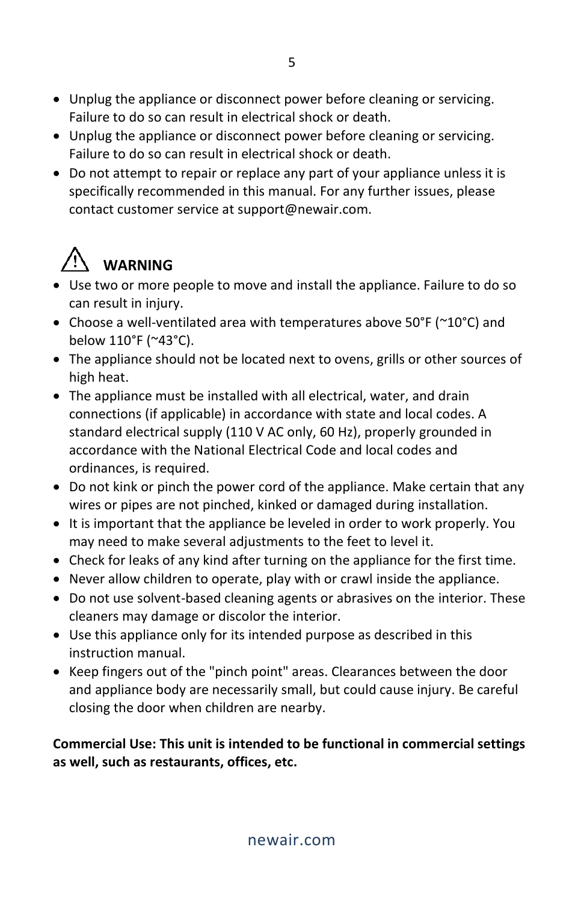- Unplug the appliance or disconnect power before cleaning or servicing. Failure to do so can result in electrical shock or death.
- Unplug the appliance or disconnect power before cleaning or servicing. Failure to do so can result in electrical shock or death.
- Do not attempt to repair or replace any part of your appliance unless it is specifically recommended in this manual. For any further issues, please contact customer service at support@newair.com.

## ⚠ WARNING

- Use two or more people to move and install the appliance. Failure to do so can result in injury.
- Choose a well-ventilated area with temperatures above 50°F (~10°C) and below 110°F (~43°C).
- The appliance should not be located next to ovens, grills or other sources of high heat.
- The appliance must be installed with all electrical, water, and drain connections (if applicable) in accordance with state and local codes. A standard electrical supply (110 V AC only, 60 Hz), properly grounded in accordance with the National Electrical Code and local codes and ordinances, is required.
- Do not kink or pinch the power cord of the appliance. Make certain that any wires or pipes are not pinched, kinked or damaged during installation.
- It is important that the appliance be leveled in order to work properly. You may need to make several adjustments to the feet to level it.
- Check for leaks of any kind after turning on the appliance for the first time.
- Never allow children to operate, play with or crawl inside the appliance.
- Do not use solvent-based cleaning agents or abrasives on the interior. These cleaners may damage or discolor the interior.
- Use this appliance only for its intended purpose as described in this instruction manual.
- Keep fingers out of the "pinch point" areas. Clearances between the door and appliance body are necessarily small, but could cause injury. Be careful closing the door when children are nearby.

**Commercial Use: This unit is intended to be functional in commercial settings as well, such as restaurants, offices, etc.**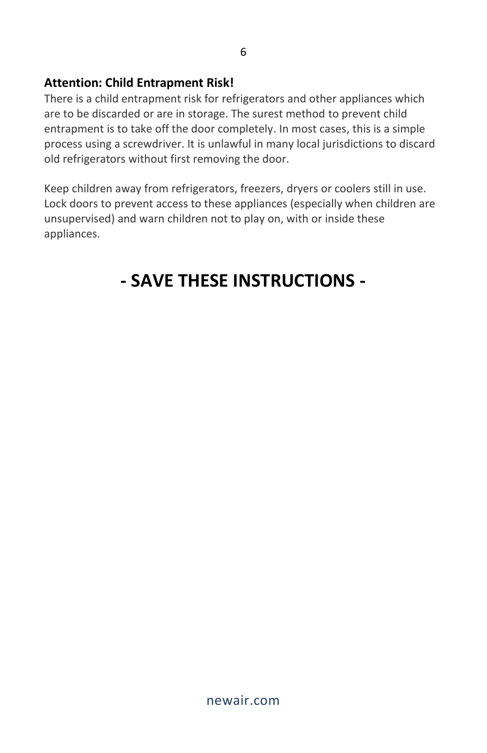**Attention: Child Entrapment Risk!**

There is a child entrapment risk for refrigerators and other appliances which are to be discarded or are in storage. The surest method to prevent child entrapment is to take off the door completely. In most cases, this is a simple process using a screwdriver. It is unlawful in many local jurisdictions to discard old refrigerators without first removing the door.

Keep children away from refrigerators, freezers, dryers or coolers still in use. Lock doors to prevent access to these appliances (especially when children are unsupervised) and warn children not to play on, with or inside these appliances.

## - SAVE THESE INSTRUCTIONS -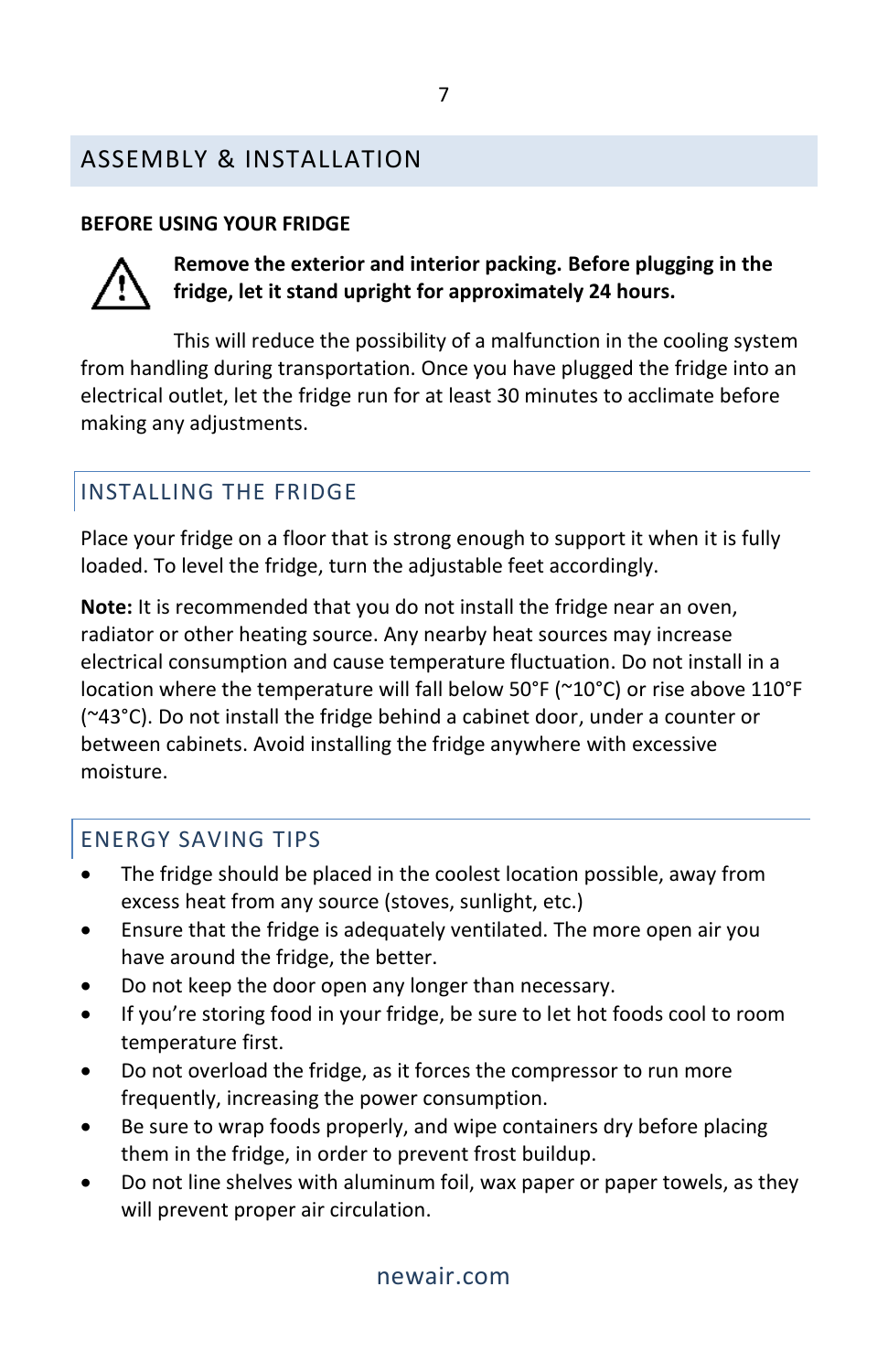## ASSEMBLY & INSTALLATION

**BEFORE USING YOUR FRIDGE**

⚠ **Remove the exterior and interior packing. Before plugging in the fridge, let it stand upright for approximately 24 hours.**

This will reduce the possibility of a malfunction in the cooling system from handling during transportation. Once you have plugged the fridge into an electrical outlet, let the fridge run for at least 30 minutes to acclimate before making any adjustments.

### INSTALLING THE FRIDGE

Place your fridge on a floor that is strong enough to support it when it is fully loaded. To level the fridge, turn the adjustable feet accordingly.

**Note:** It is recommended that you do not install the fridge near an oven, radiator or other heating source. Any nearby heat sources may increase electrical consumption and cause temperature fluctuation. Do not install in a location where the temperature will fall below 50°F (~10°C) or rise above 110°F (~43°C). Do not install the fridge behind a cabinet door, under a counter or between cabinets. Avoid installing the fridge anywhere with excessive moisture.

### ENERGY SAVING TIPS

- The fridge should be placed in the coolest location possible, away from excess heat from any source (stoves, sunlight, etc.)
- Ensure that the fridge is adequately ventilated. The more open air you have around the fridge, the better.
- Do not keep the door open any longer than necessary.
- If you're storing food in your fridge, be sure to let hot foods cool to room temperature first.
- Do not overload the fridge, as it forces the compressor to run more frequently, increasing the power consumption.
- Be sure to wrap foods properly, and wipe containers dry before placing them in the fridge, in order to prevent frost buildup.
- Do not line shelves with aluminum foil, wax paper or paper towels, as they will prevent proper air circulation.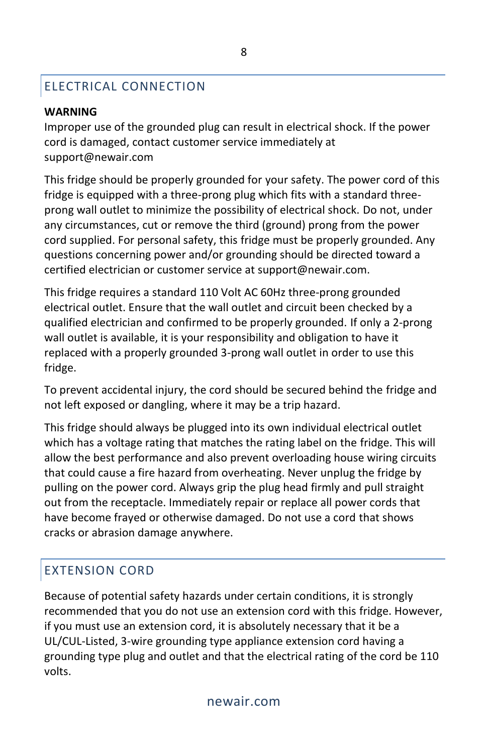## ELECTRICAL CONNECTION

**WARNING**
Improper use of the grounded plug can result in electrical shock. If the power cord is damaged, contact customer service immediately at support@newair.com

This fridge should be properly grounded for your safety. The power cord of this fridge is equipped with a three-prong plug which fits with a standard three-prong wall outlet to minimize the possibility of electrical shock. Do not, under any circumstances, cut or remove the third (ground) prong from the power cord supplied. For personal safety, this fridge must be properly grounded. Any questions concerning power and/or grounding should be directed toward a certified electrician or customer service at support@newair.com.

This fridge requires a standard 110 Volt AC 60Hz three-prong grounded electrical outlet. Ensure that the wall outlet and circuit been checked by a qualified electrician and confirmed to be properly grounded. If only a 2-prong wall outlet is available, it is your responsibility and obligation to have it replaced with a properly grounded 3-prong wall outlet in order to use this fridge.

To prevent accidental injury, the cord should be secured behind the fridge and not left exposed or dangling, where it may be a trip hazard.

This fridge should always be plugged into its own individual electrical outlet which has a voltage rating that matches the rating label on the fridge. This will allow the best performance and also prevent overloading house wiring circuits that could cause a fire hazard from overheating. Never unplug the fridge by pulling on the power cord. Always grip the plug head firmly and pull straight out from the receptacle. Immediately repair or replace all power cords that have become frayed or otherwise damaged. Do not use a cord that shows cracks or abrasion damage anywhere.

## EXTENSION CORD

Because of potential safety hazards under certain conditions, it is strongly recommended that you do not use an extension cord with this fridge. However, if you must use an extension cord, it is absolutely necessary that it be a UL/CUL-Listed, 3-wire grounding type appliance extension cord having a grounding type plug and outlet and that the electrical rating of the cord be 110 volts.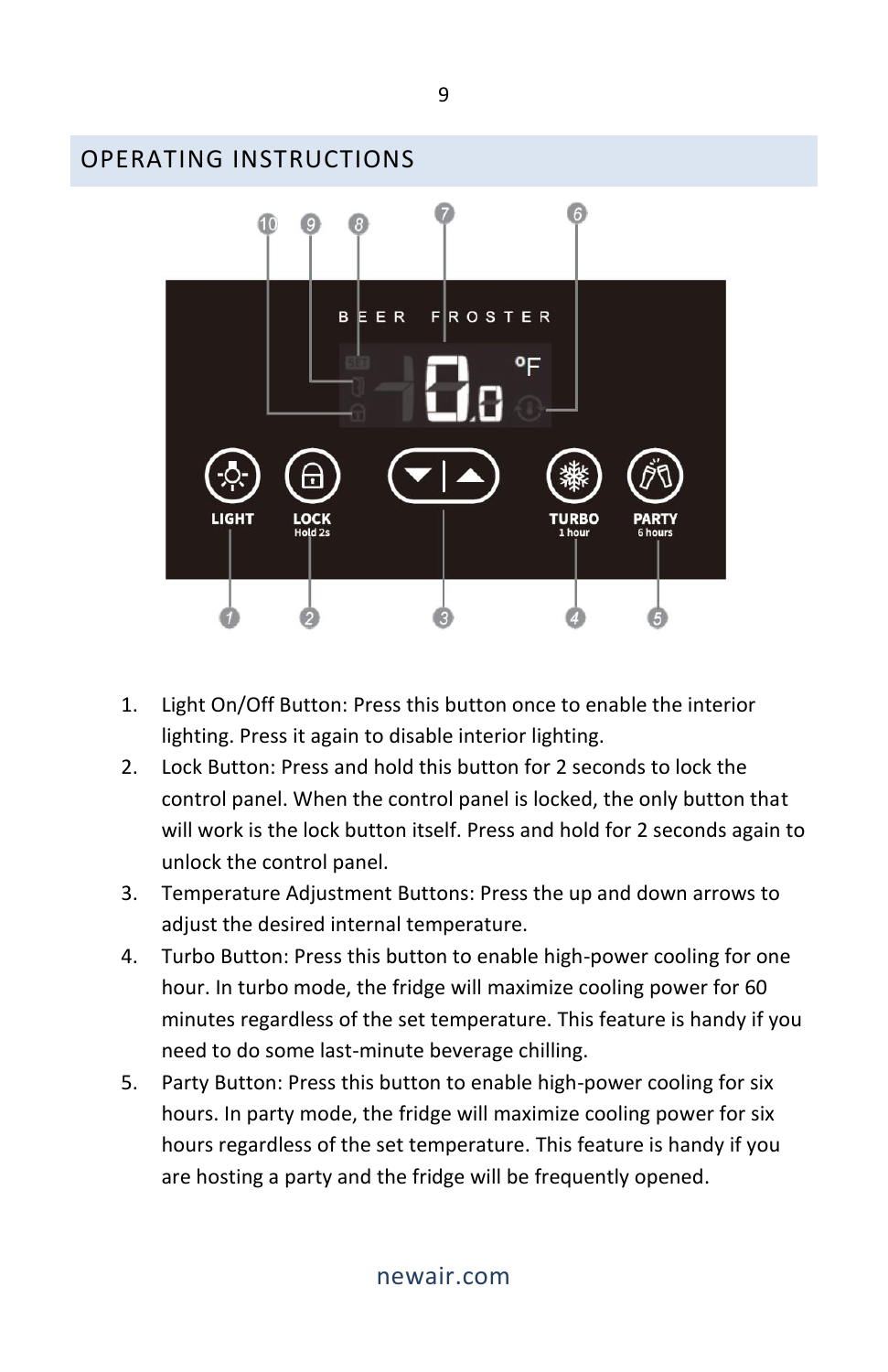## OPERATING INSTRUCTIONS

1. Light On/Off Button: Press this button once to enable the interior lighting. Press it again to disable interior lighting.
2. Lock Button: Press and hold this button for 2 seconds to lock the control panel. When the control panel is locked, the only button that will work is the lock button itself. Press and hold for 2 seconds again to unlock the control panel.
3. Temperature Adjustment Buttons: Press the up and down arrows to adjust the desired internal temperature.
4. Turbo Button: Press this button to enable high-power cooling for one hour. In turbo mode, the fridge will maximize cooling power for 60 minutes regardless of the set temperature. This feature is handy if you need to do some last-minute beverage chilling.
5. Party Button: Press this button to enable high-power cooling for six hours. In party mode, the fridge will maximize cooling power for six hours regardless of the set temperature. This feature is handy if you are hosting a party and the fridge will be frequently opened.

newair.com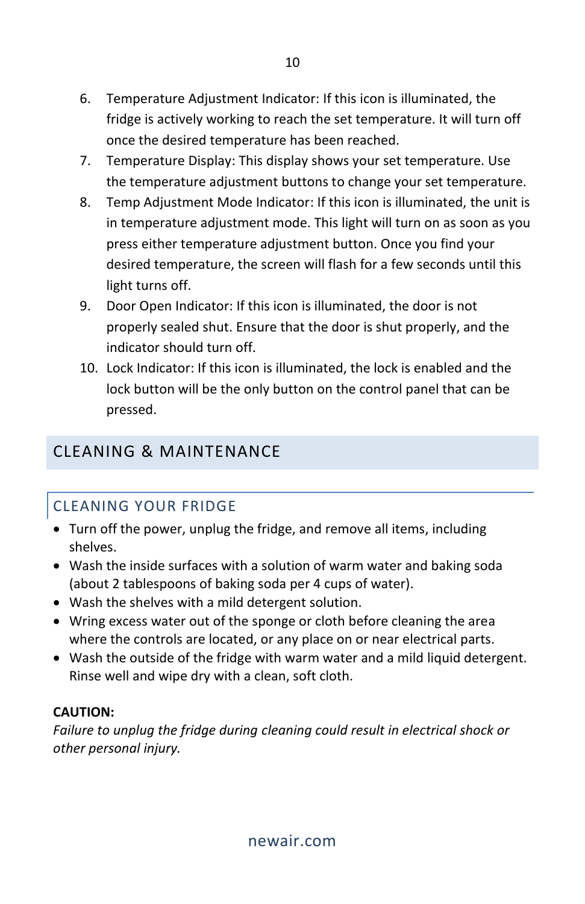6. Temperature Adjustment Indicator: If this icon is illuminated, the fridge is actively working to reach the set temperature. It will turn off once the desired temperature has been reached.
7. Temperature Display: This display shows your set temperature. Use the temperature adjustment buttons to change your set temperature.
8. Temp Adjustment Mode Indicator: If this icon is illuminated, the unit is in temperature adjustment mode. This light will turn on as soon as you press either temperature adjustment button. Once you find your desired temperature, the screen will flash for a few seconds until this light turns off.
9. Door Open Indicator: If this icon is illuminated, the door is not properly sealed shut. Ensure that the door is shut properly, and the indicator should turn off.
10. Lock Indicator: If this icon is illuminated, the lock is enabled and the lock button will be the only button on the control panel that can be pressed.

## CLEANING & MAINTENANCE

### CLEANING YOUR FRIDGE

- Turn off the power, unplug the fridge, and remove all items, including shelves.
- Wash the inside surfaces with a solution of warm water and baking soda (about 2 tablespoons of baking soda per 4 cups of water).
- Wash the shelves with a mild detergent solution.
- Wring excess water out of the sponge or cloth before cleaning the area where the controls are located, or any place on or near electrical parts.
- Wash the outside of the fridge with warm water and a mild liquid detergent. Rinse well and wipe dry with a clean, soft cloth.

**CAUTION:**

*Failure to unplug the fridge during cleaning could result in electrical shock or other personal injury.*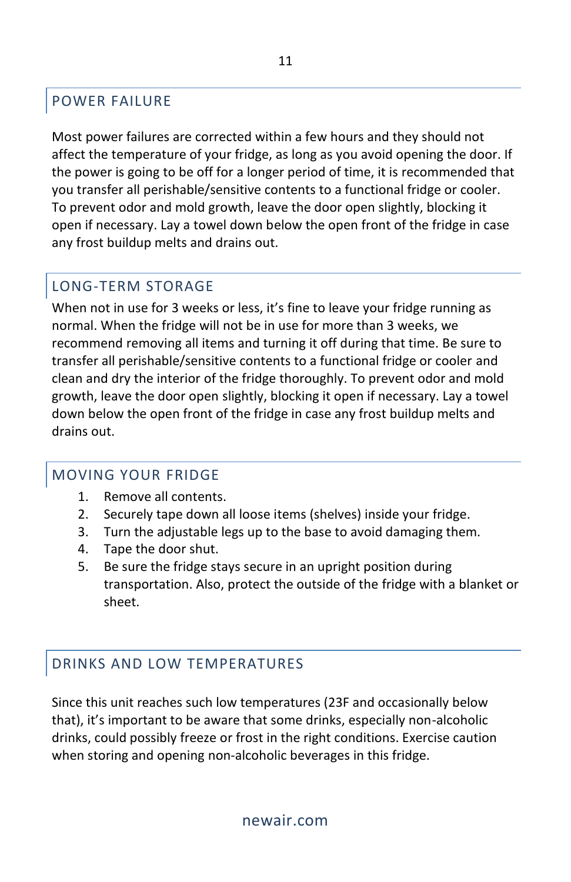## POWER FAILURE

Most power failures are corrected within a few hours and they should not affect the temperature of your fridge, as long as you avoid opening the door. If the power is going to be off for a longer period of time, it is recommended that you transfer all perishable/sensitive contents to a functional fridge or cooler. To prevent odor and mold growth, leave the door open slightly, blocking it open if necessary. Lay a towel down below the open front of the fridge in case any frost buildup melts and drains out.

## LONG-TERM STORAGE

When not in use for 3 weeks or less, it's fine to leave your fridge running as normal. When the fridge will not be in use for more than 3 weeks, we recommend removing all items and turning it off during that time. Be sure to transfer all perishable/sensitive contents to a functional fridge or cooler and clean and dry the interior of the fridge thoroughly. To prevent odor and mold growth, leave the door open slightly, blocking it open if necessary. Lay a towel down below the open front of the fridge in case any frost buildup melts and drains out.

## MOVING YOUR FRIDGE

1. Remove all contents.
2. Securely tape down all loose items (shelves) inside your fridge.
3. Turn the adjustable legs up to the base to avoid damaging them.
4. Tape the door shut.
5. Be sure the fridge stays secure in an upright position during transportation. Also, protect the outside of the fridge with a blanket or sheet.

## DRINKS AND LOW TEMPERATURES

Since this unit reaches such low temperatures (23F and occasionally below that), it's important to be aware that some drinks, especially non-alcoholic drinks, could possibly freeze or frost in the right conditions. Exercise caution when storing and opening non-alcoholic beverages in this fridge.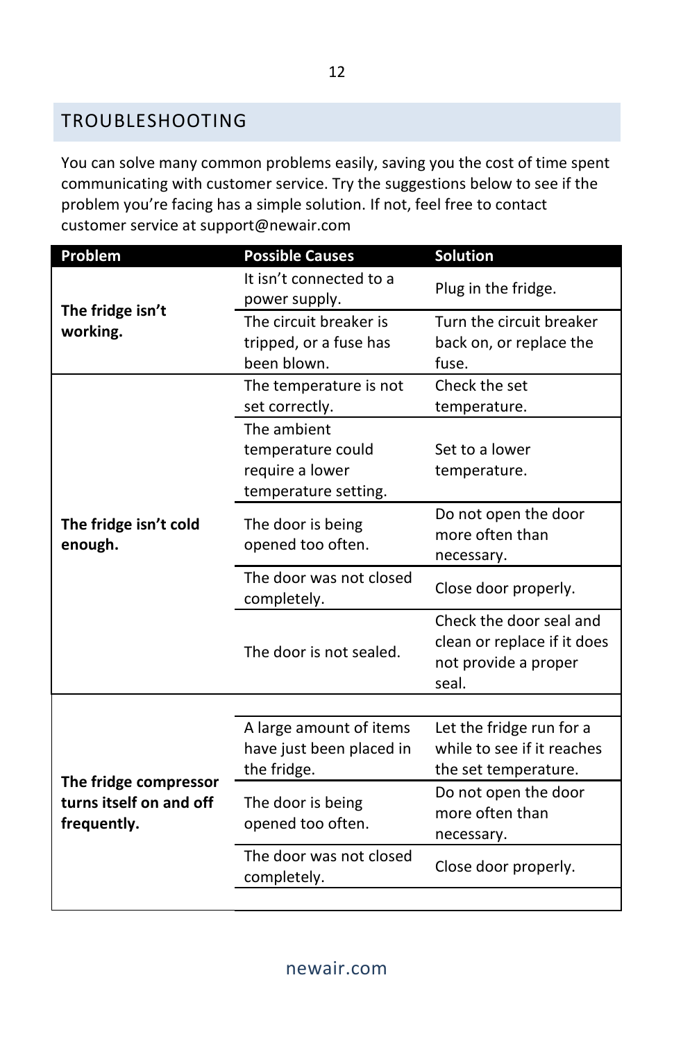## TROUBLESHOOTING

You can solve many common problems easily, saving you the cost of time spent communicating with customer service. Try the suggestions below to see if the problem you're facing has a simple solution. If not, feel free to contact customer service at support@newair.com

| Problem | Possible Causes | Solution |
|---|---|---|
| **The fridge isn't working.** | It isn't connected to a power supply. | Plug in the fridge. |
| | The circuit breaker is tripped, or a fuse has been blown. | Turn the circuit breaker back on, or replace the fuse. |
| **The fridge isn't cold enough.** | The temperature is not set correctly. | Check the set temperature. |
| | The ambient temperature could require a lower temperature setting. | Set to a lower temperature. |
| | The door is being opened too often. | Do not open the door more often than necessary. |
| | The door was not closed completely. | Close door properly. |
| | The door is not sealed. | Check the door seal and clean or replace if it does not provide a proper seal. |
| **The fridge compressor turns itself on and off frequently.** | A large amount of items have just been placed in the fridge. | Let the fridge run for a while to see if it reaches the set temperature. |
| | The door is being opened too often. | Do not open the door more often than necessary. |
| | The door was not closed completely. | Close door properly. |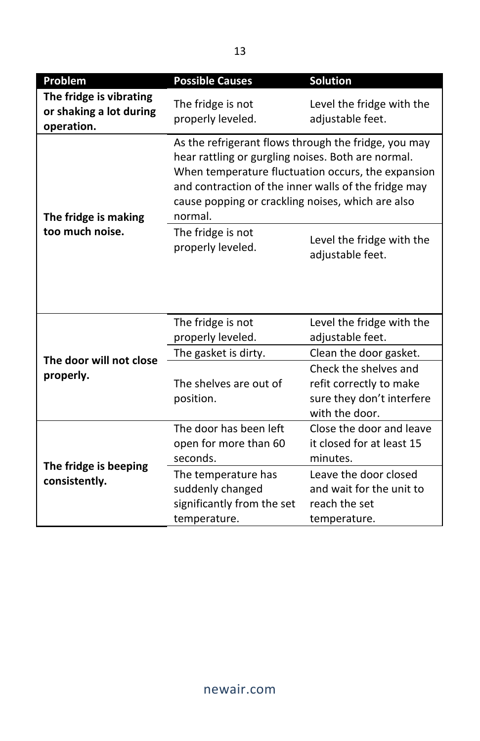| Problem | Possible Causes | Solution |
|---|---|---|
| **The fridge is vibrating or shaking a lot during operation.** | The fridge is not properly leveled. | Level the fridge with the adjustable feet. |
| **The fridge is making too much noise.** | As the refrigerant flows through the fridge, you may hear rattling or gurgling noises. Both are normal. When temperature fluctuation occurs, the expansion and contraction of the inner walls of the fridge may cause popping or crackling noises, which are also normal. | |
| | The fridge is not properly leveled. | Level the fridge with the adjustable feet. |
| **The door will not close properly.** | The fridge is not properly leveled. | Level the fridge with the adjustable feet. |
| | The gasket is dirty. | Clean the door gasket. |
| | The shelves are out of position. | Check the shelves and refit correctly to make sure they don't interfere with the door. |
| **The fridge is beeping consistently.** | The door has been left open for more than 60 seconds. | Close the door and leave it closed for at least 15 minutes. |
| | The temperature has suddenly changed significantly from the set temperature. | Leave the door closed and wait for the unit to reach the set temperature. |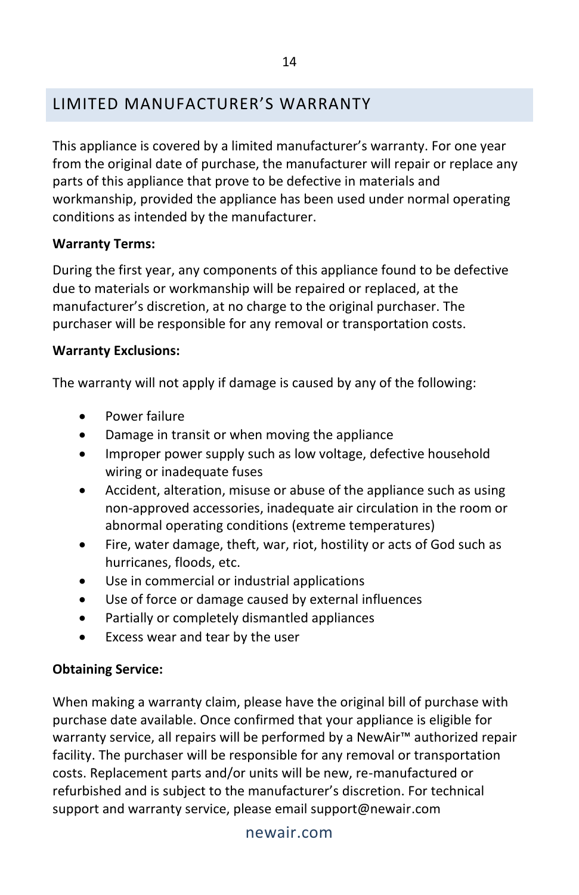## LIMITED MANUFACTURER’S WARRANTY

This appliance is covered by a limited manufacturer’s warranty. For one year from the original date of purchase, the manufacturer will repair or replace any parts of this appliance that prove to be defective in materials and workmanship, provided the appliance has been used under normal operating conditions as intended by the manufacturer.

**Warranty Terms:**

During the first year, any components of this appliance found to be defective due to materials or workmanship will be repaired or replaced, at the manufacturer’s discretion, at no charge to the original purchaser. The purchaser will be responsible for any removal or transportation costs.

**Warranty Exclusions:**

The warranty will not apply if damage is caused by any of the following:

- Power failure
- Damage in transit or when moving the appliance
- Improper power supply such as low voltage, defective household wiring or inadequate fuses
- Accident, alteration, misuse or abuse of the appliance such as using non-approved accessories, inadequate air circulation in the room or abnormal operating conditions (extreme temperatures)
- Fire, water damage, theft, war, riot, hostility or acts of God such as hurricanes, floods, etc.
- Use in commercial or industrial applications
- Use of force or damage caused by external influences
- Partially or completely dismantled appliances
- Excess wear and tear by the user

**Obtaining Service:**

When making a warranty claim, please have the original bill of purchase with purchase date available. Once confirmed that your appliance is eligible for warranty service, all repairs will be performed by a NewAir™ authorized repair facility. The purchaser will be responsible for any removal or transportation costs. Replacement parts and/or units will be new, re-manufactured or refurbished and is subject to the manufacturer’s discretion. For technical support and warranty service, please email support@newair.com